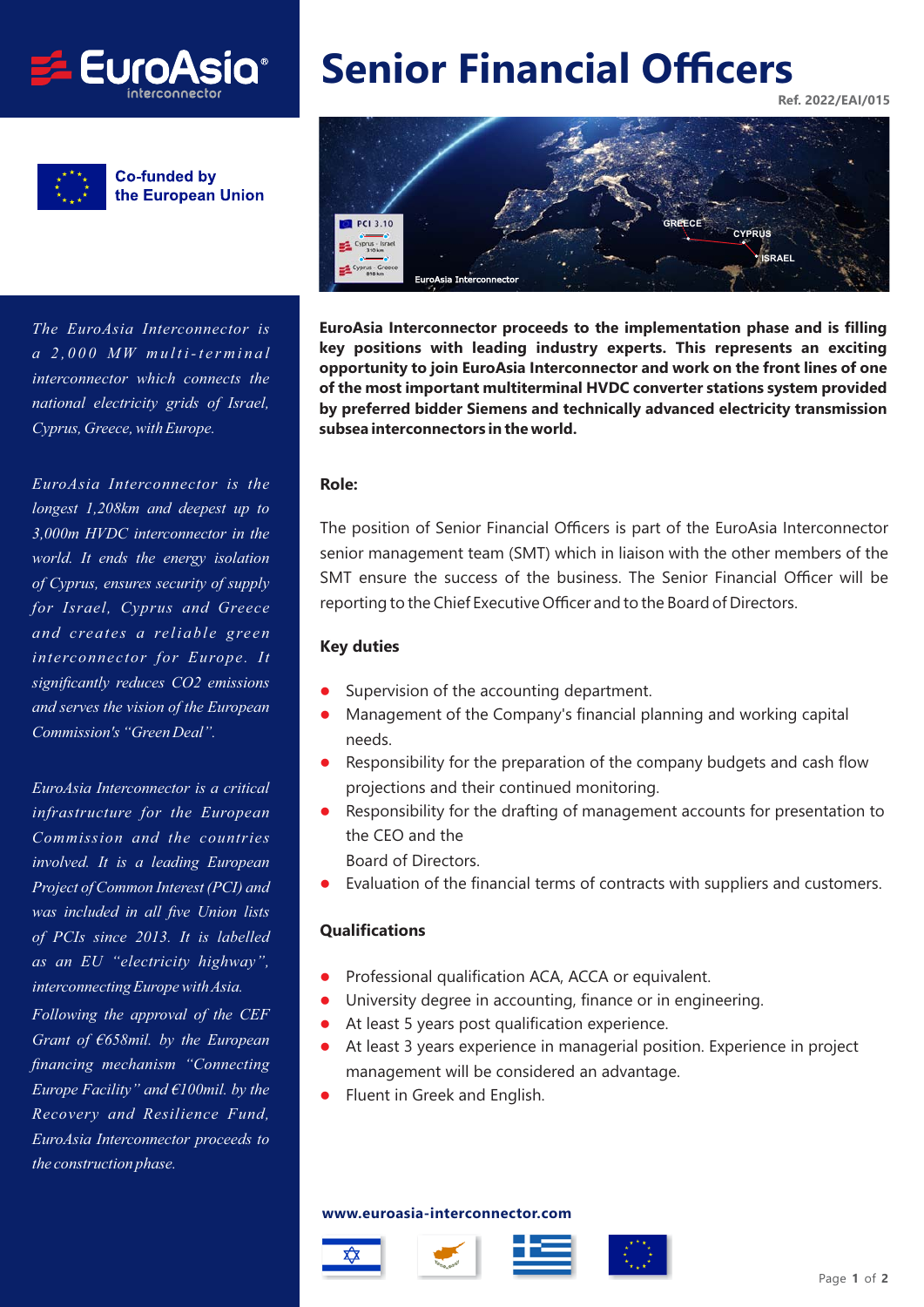EuroAsia interconnector

Co-funded by the European Union

# Senior Financial Officers

Ref. 2022/EAI/015

*The EuroAsia Interconnector is a 2,000 MW multi-terminal interconnector which connects the national electricity grids of Israel, Cyprus, Greece, with Europe.*

*EuroAsia Interconnector is the longest 1,208km and deepest up to 3,000m HVDC interconnector in the world. It ends the energy isolation of Cyprus, ensures security of supply for Israel, Cyprus and Greece and creates a reliable green interconnector for Europe. It significantly reduces CO2 emissions and serves the vision of the European Commission's "Green Deal".*

*EuroAsia Interconnector is a critical infrastructure for the European Commission and the countries involved. It is a leading European Project of Common Interest (PCI) and was included in all five Union lists of PCIs since 2013. It is labelled as an EU "electricity highway", interconnecting Europe with Asia.*

*Following the approval of the CEF Grant of €658mil. by the European financing mechanism "Connecting Europe Facility" and €100mil. by the Recovery and Resilience Fund, EuroAsia Interconnector proceeds to the construction phase.*

**EuroAsia Interconnector proceeds to the implementation phase and is filling key positions with leading industry experts. This represents an exciting opportunity to join EuroAsia Interconnector and work on the front lines of one of the most important multiterminal HVDC converter stations system provided by preferred bidder Siemens and technically advanced electricity transmission subsea interconnectors in the world.**

### Role:

The position of Senior Financial Officers is part of the EuroAsia Interconnector senior management team (SMT) which in liaison with the other members of the SMT ensure the success of the business. The Senior Financial Officer will be reporting to the Chief Executive Officer and to the Board of Directors.

### Key duties

- Supervision of the accounting department.
- Management of the Company's financial planning and working capital needs.
- Responsibility for the preparation of the company budgets and cash flow projections and their continued monitoring.
- Responsibility for the drafting of management accounts for presentation to the CEO and the
  Board of Directors.
- Evaluation of the financial terms of contracts with suppliers and customers.

### Qualifications

- Professional qualification ACA, ACCA or equivalent.
- University degree in accounting, finance or in engineering.
- At least 5 years post qualification experience.
- At least 3 years experience in managerial position. Experience in project management will be considered an advantage.
- Fluent in Greek and English.

**www.euroasia-interconnector.com**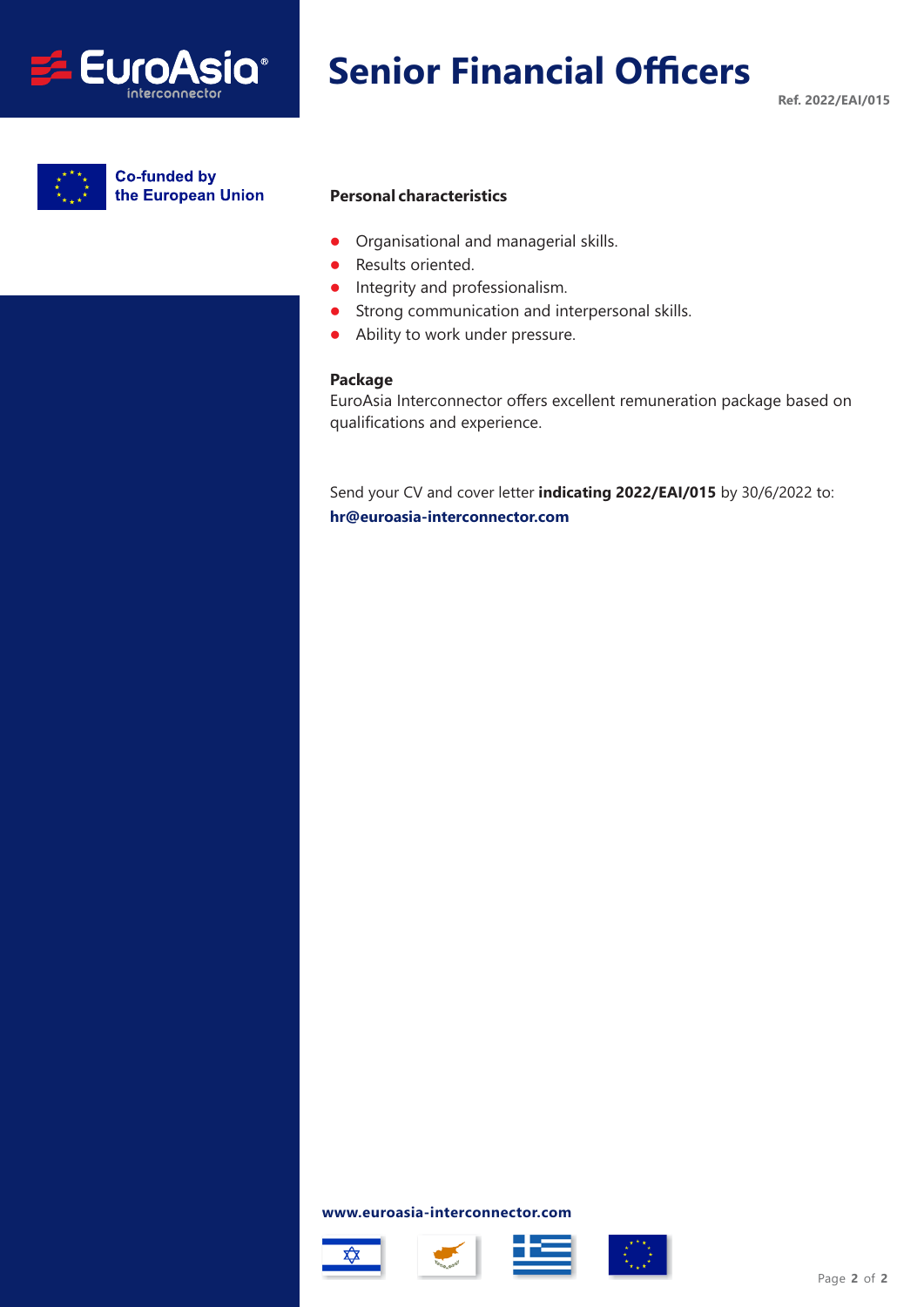# Senior Financial Officers

Ref. 2022/EAI/015

Co-funded by the European Union

**Personal characteristics**

- Organisational and managerial skills.
- Results oriented.
- Integrity and professionalism.
- Strong communication and interpersonal skills.
- Ability to work under pressure.

**Package**

EuroAsia Interconnector offers excellent remuneration package based on qualifications and experience.

Send your CV and cover letter **indicating 2022/EAI/015** by 30/6/2022 to:
**hr@euroasia-interconnector.com**

**www.euroasia-interconnector.com**